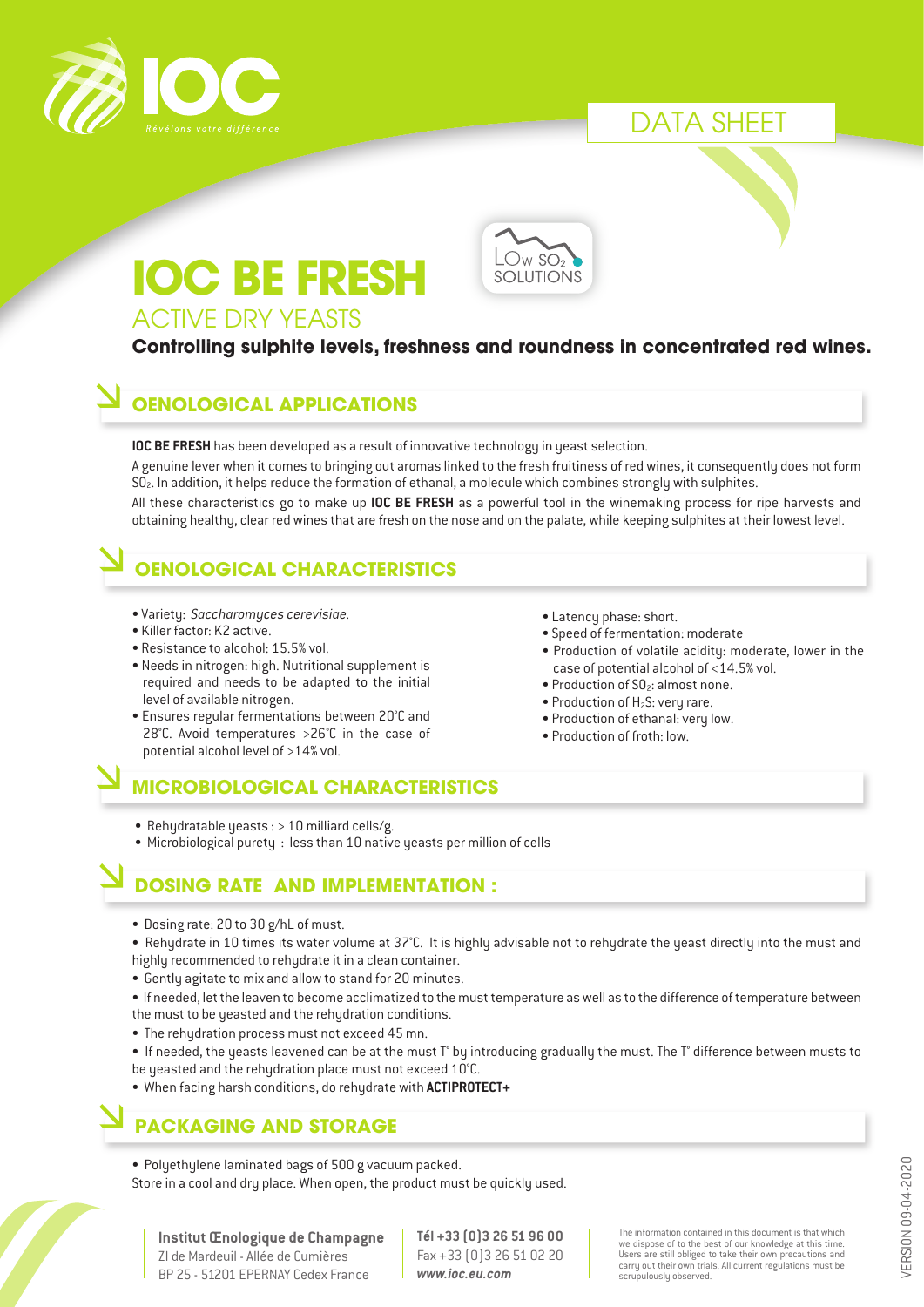IOC

*Révélons votre différence*

DATA SHEET

# IOC BE FRESH

LOW $SO_2$ SOLUTIONS

## ACTIVE DRY YEASTS

**Controlling sulphite levels, freshness and roundness in concentrated red wines.**

## OENOLOGICAL APPLICATIONS

**IOC BE FRESH** has been developed as a result of innovative technology in yeast selection.

A genuine lever when it comes to bringing out aromas linked to the fresh fruitiness of red wines, it consequently does not form $SO_2$. In addition, it helps reduce the formation of ethanal, a molecule which combines strongly with sulphites.

All these characteristics go to make up **IOC BE FRESH** as a powerful tool in the winemaking process for ripe harvests and obtaining healthy, clear red wines that are fresh on the nose and on the palate, while keeping sulphites at their lowest level.

## OENOLOGICAL CHARACTERISTICS

- Variety: *Saccharomyces cerevisiae.*
- Killer factor: K2 active.
- Resistance to alcohol: 15.5% vol.
- Needs in nitrogen: high. Nutritional supplement is required and needs to be adapted to the initial level of available nitrogen.
- Ensures regular fermentations between 20°C and 28°C. Avoid temperatures >26°C in the case of potential alcohol level of >14% vol.
- Latency phase: short.
- Speed of fermentation: moderate
- Production of volatile acidity: moderate, lower in the case of potential alcohol of <14.5% vol.
- Production of $SO_2$: almost none.
- Production of $H_2S$: very rare.
- Production of ethanal: very low.
- Production of froth: low.

## MICROBIOLOGICAL CHARACTERISTICS

- Rehydratable yeasts : > 10 milliard cells/g.
- Microbiological purety : less than 10 native yeasts per million of cells

## DOSING RATE AND IMPLEMENTATION :

- Dosing rate: 20 to 30 g/hL of must.
- Rehydrate in 10 times its water volume at 37°C. It is highly advisable not to rehydrate the yeast directly into the must and highly recommended to rehydrate it in a clean container.
- Gently agitate to mix and allow to stand for 20 minutes.
- If needed, let the leaven to become acclimatized to the must temperature as well as to the difference of temperature between the must to be yeasted and the rehydration conditions.
- The rehydration process must not exceed 45 mn.
- If needed, the yeasts leavened can be at the must T° by introducing gradually the must. The T° difference between musts to be yeasted and the rehydration place must not exceed 10°C.
- When facing harsh conditions, do rehydrate with **ACTIPROTECT+**

## PACKAGING AND STORAGE

- Polyethylene laminated bags of 500 g vacuum packed.

Store in a cool and dry place. When open, the product must be quickly used.

**Institut Œnologique de Champagne**
ZI de Mardeuil - Allée de Cumières
BP 25 - 51201 EPERNAY Cedex France

**Tél +33 (0)3 26 51 96 00**
Fax +33 (0)3 26 51 02 20
***www.ioc.eu.com***

The information contained in this document is that which we dispose of to the best of our knowledge at this time. Users are still obliged to take their own precautions and carry out their own trials. All current regulations must be scrupulously observed.

VERSION 09-04-2020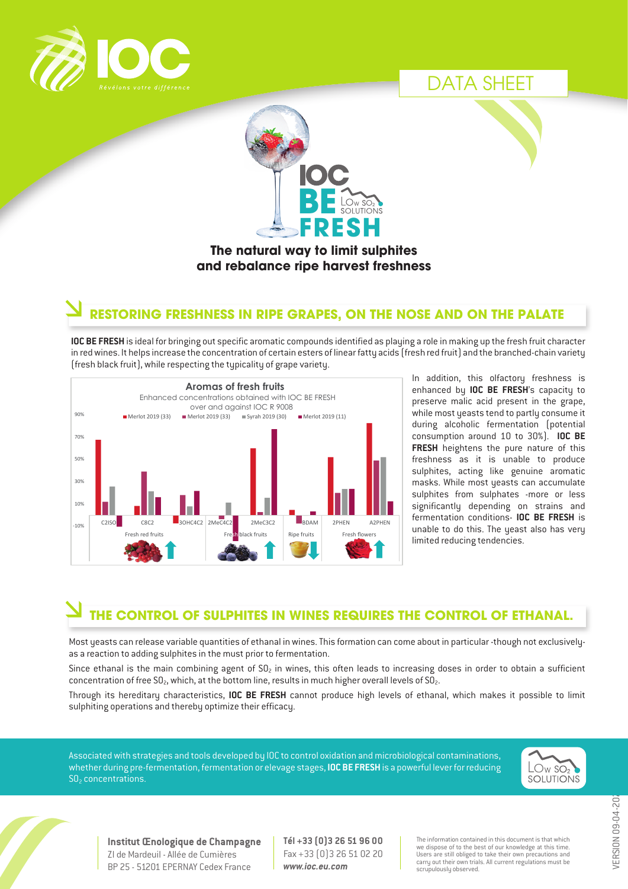DATA SHEET

IOC BE LOW SO2 SOLUTIONS FRESH

**The natural way to limit sulphites and rebalance ripe harvest freshness**

## RESTORING FRESHNESS IN RIPE GRAPES, ON THE NOSE AND ON THE PALATE

**IOC BE FRESH** is ideal for bringing out specific aromatic compounds identified as playing a role in making up the fresh fruit character in red wines. It helps increase the concentration of certain esters of linear fatty acids (fresh red fruit) and the branched-chain variety (fresh black fruit), while respecting the typicality of grape variety.

Aromas of fresh fruits

Enhanced concentrations obtained with IOC BE FRESH over and against IOC R 9008

Merlot 2019 (33)
Merlot 2019 (33)
Syrah 2019 (30)
Merlot 2019 (11)

90%
70%
50%
30%
10%
-10%

C2ISO
C8C2
3OHC4C2
2MeC4C2
2MeC3C2
BDAM
2PHEN
A2PHEN

Fresh red fruits
Fresh black fruits
Ripe fruits
Fresh flowers

In addition, this olfactory freshness is enhanced by **IOC BE FRESH**'s capacity to preserve malic acid present in the grape, while most yeasts tend to partly consume it during alcoholic fermentation (potential consumption around 10 to 30%). **IOC BE FRESH** heightens the pure nature of this freshness as it is unable to produce sulphites, acting like genuine aromatic masks. While most yeasts can accumulate sulphites from sulphates -more or less significantly depending on strains and fermentation conditions- **IOC BE FRESH** is unable to do this. The yeast also has very limited reducing tendencies.

## THE CONTROL OF SULPHITES IN WINES REQUIRES THE CONTROL OF ETHANAL.

Most yeasts can release variable quantities of ethanal in wines. This formation can come about in particular -though not exclusively- as a reaction to adding sulphites in the must prior to fermentation.

Since ethanal is the main combining agent of $SO_2$ in wines, this often leads to increasing doses in order to obtain a sufficient concentration of free $SO_2$, which, at the bottom line, results in much higher overall levels of $SO_2$.

Through its hereditary characteristics, **IOC BE FRESH** cannot produce high levels of ethanal, which makes it possible to limit sulphiting operations and thereby optimize their efficacy.

Associated with strategies and tools developed by IOC to control oxidation and microbiological contaminations, whether during pre-fermentation, fermentation or elevage stages, **IOC BE FRESH** is a powerful lever for reducing $SO_2$ concentrations.

LOW $SO_2$ SOLUTIONS

**Institut Œnologique de Champagne**
ZI de Mardeuil - Allée de Cumières
BP 25 - 51201 EPERNAY Cedex France

**Tél +33 (0)3 26 51 96 00**
Fax +33 (0)3 26 51 02 20
***www.ioc.eu.com***

The information contained in this document is that which we dispose of to the best of our knowledge at this time. Users are still obliged to take their own precautions and carry out their own trials. All current regulations must be scrupulously observed.

VERSION 09-04-20